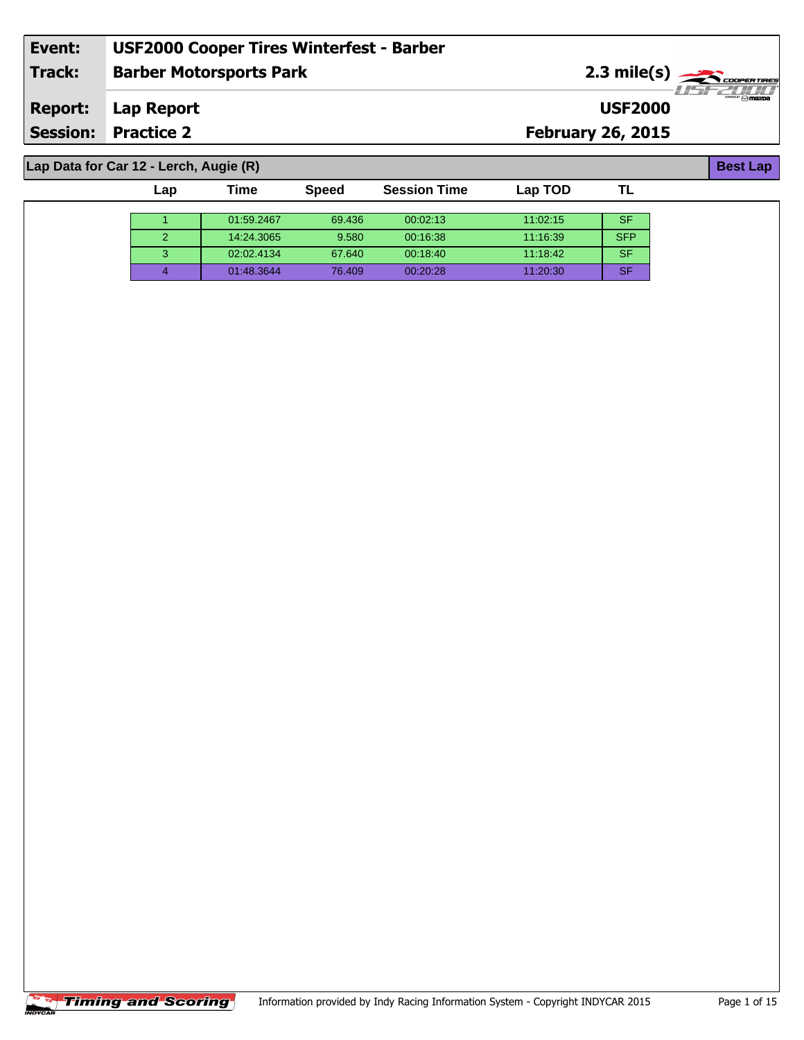| Event: | USF2000 Cooper Tires Winterfest - Barber | |
| --- | --- | --- |
| Track: | Barber Motorsports Park | 2.3 mile(s) |
| Report: | Lap Report | USF2000 |
| Session: | Practice 2 | February 26, 2015 |

## Lap Data for Car 12 - Lerch, Augie (R)

**Best Lap**

| Lap | Time | Speed | Session Time | Lap TOD | TL |
| --- | --- | --- | --- | --- | --- |
| 1 | 01:59.2467 | 69.436 | 00:02:13 | 11:02:15 | SF |
| 2 | 14:24.3065 | 9.580 | 00:16:38 | 11:16:39 | SFP |
| 3 | 02:02.4134 | 67.640 | 00:18:40 | 11:18:42 | SF |
| 4 | 01:48.3644 | 76.409 | 00:20:28 | 11:20:30 | SF |

Information provided by Indy Racing Information System - Copyright INDYCAR 2015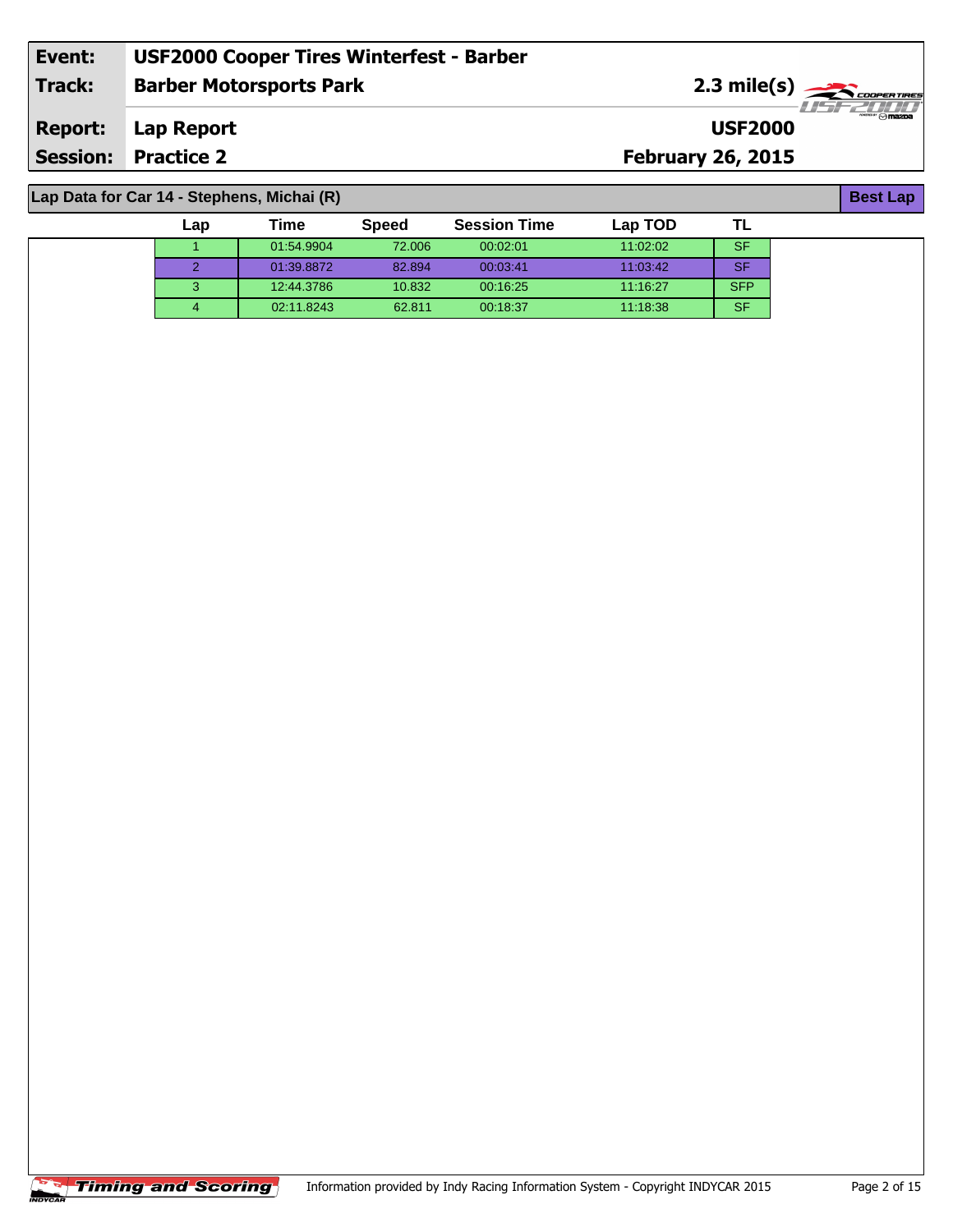| Event: | USF2000 Cooper Tires Winterfest - Barber | |
|---|---|---|
| Track: | Barber Motorsports Park | 2.3 mile(s) |
| Report: | Lap Report | USF2000 |
| Session: | Practice 2 | February 26, 2015 |

## Lap Data for Car 14 - Stephens, Michai (R)

**Best Lap**

| Lap | Time | Speed | Session Time | Lap TOD | TL |
|---|---|---|---|---|---|
| 1 | 01:54.9904 | 72.006 | 00:02:01 | 11:02:02 | SF |
| 2 | 01:39.8872 | 82.894 | 00:03:41 | 11:03:42 | SF |
| 3 | 12:44.3786 | 10.832 | 00:16:25 | 11:16:27 | SFP |
| 4 | 02:11.8243 | 62.811 | 00:18:37 | 11:18:38 | SF |

Timing and Scoring

Information provided by Indy Racing Information System - Copyright INDYCAR 2015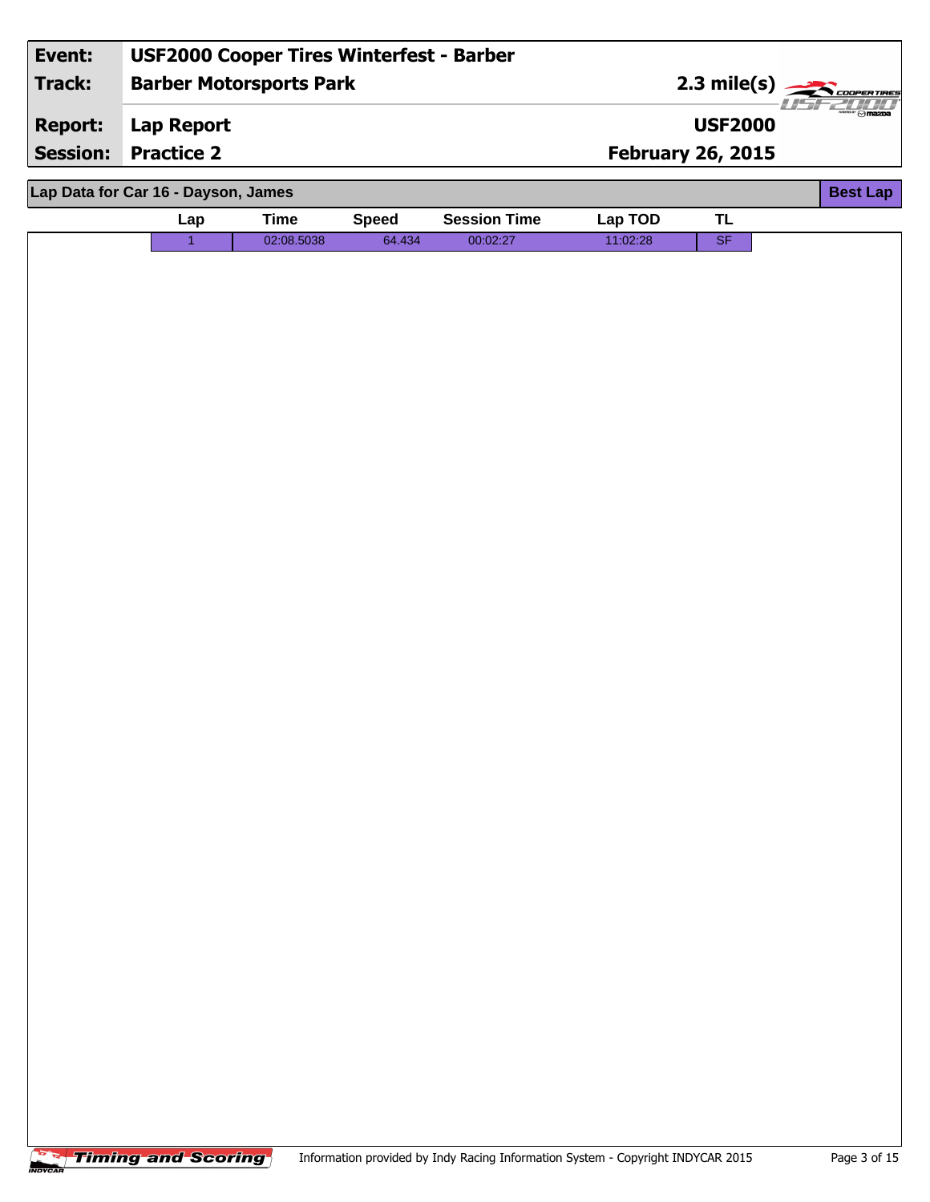| Event: | USF2000 Cooper Tires Winterfest - Barber | |
|---|---|---|
| Track: | Barber Motorsports Park | 2.3 mile(s) |
| Report: | Lap Report | USF2000 |
| Session: | Practice 2 | February 26, 2015 |

## Lap Data for Car 16 - Dayson, James

**Best Lap**

| Lap | Time | Speed | Session Time | Lap TOD | TL |
|---|---|---|---|---|---|
| 1 | 02:08.5038 | 64.434 | 00:02:27 | 11:02:28 | SF |

Information provided by Indy Racing Information System - Copyright INDYCAR 2015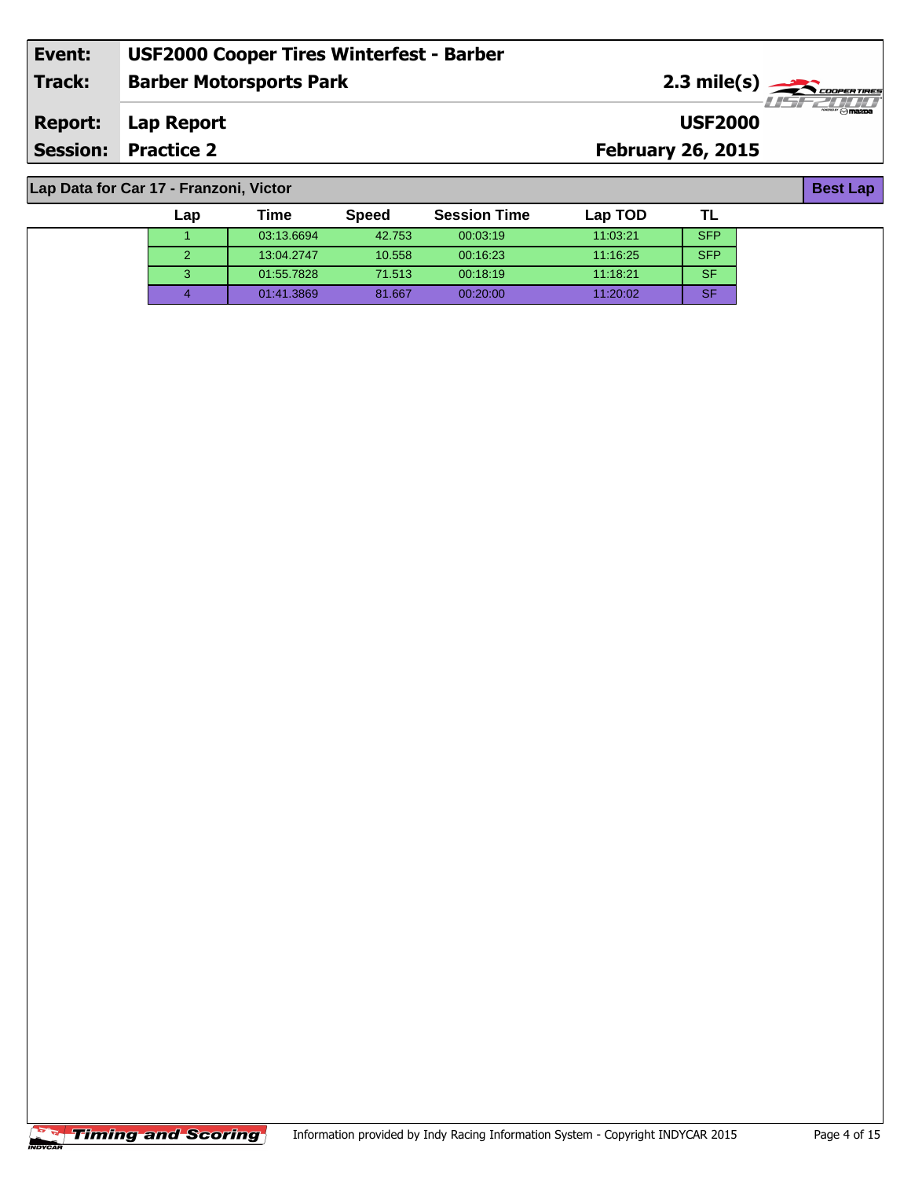| Event: | USF2000 Cooper Tires Winterfest - Barber | |
|---|---|---|
| Track: | Barber Motorsports Park | 2.3 mile(s) |
| Report: | Lap Report | USF2000 |
| Session: | Practice 2 | February 26, 2015 |

**Lap Data for Car 17 - Franzoni, Victor** — Best Lap

| Lap | Time | Speed | Session Time | Lap TOD | TL |
|---|---|---|---|---|---|
| 1 | 03:13.6694 | 42.753 | 00:03:19 | 11:03:21 | SFP |
| 2 | 13:04.2747 | 10.558 | 00:16:23 | 11:16:25 | SFP |
| 3 | 01:55.7828 | 71.513 | 00:18:19 | 11:18:21 | SF |
| 4 | 01:41.3869 | 81.667 | 00:20:00 | 11:20:02 | SF |

Information provided by Indy Racing Information System - Copyright INDYCAR 2015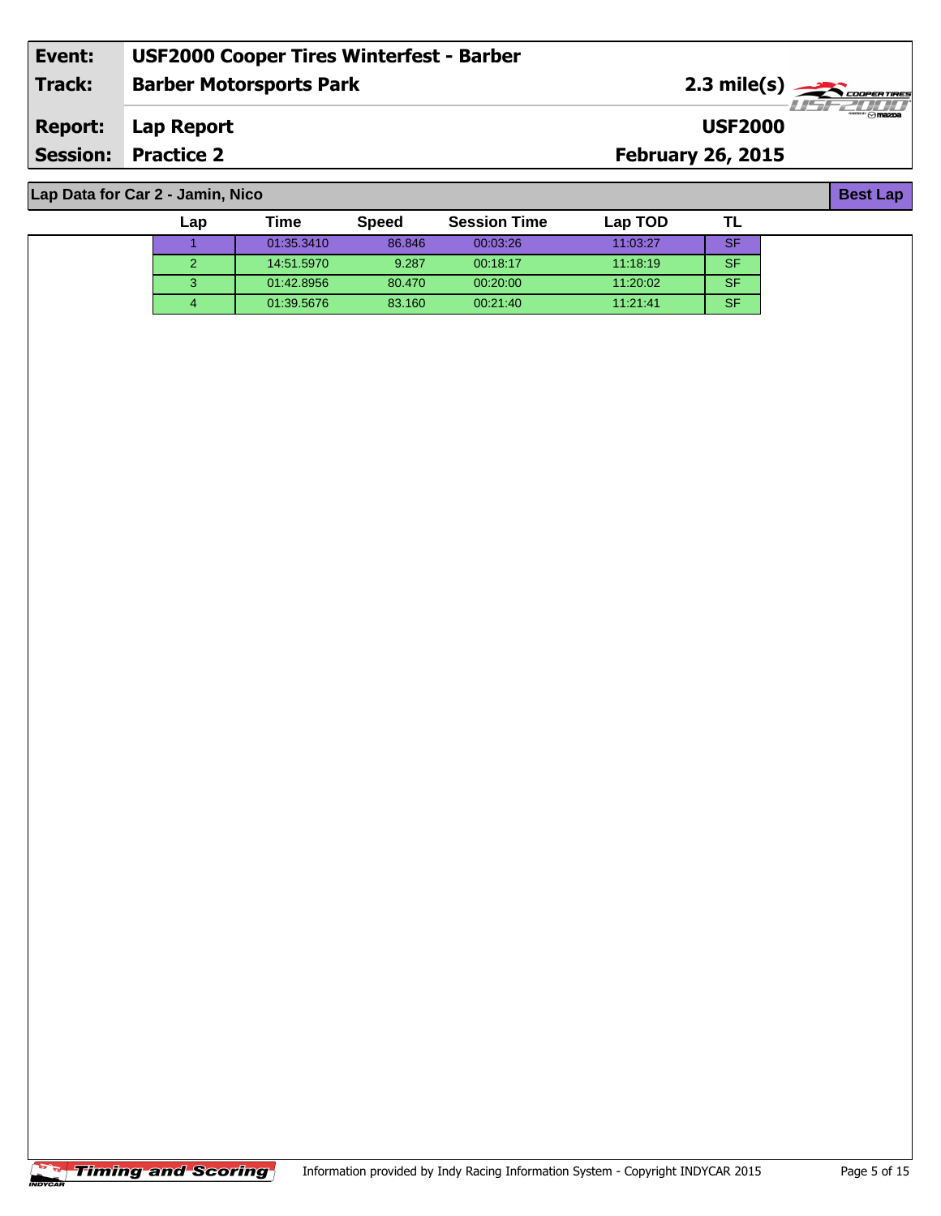| Event: | USF2000 Cooper Tires Winterfest - Barber | |
|---|---|---|
| Track: | Barber Motorsports Park | 2.3 mile(s) |
| Report: | Lap Report | USF2000 |
| Session: | Practice 2 | February 26, 2015 |

## Lap Data for Car 2 - Jamin, Nico

**Best Lap**

| Lap | Time | Speed | Session Time | Lap TOD | TL |
|---|---|---|---|---|---|
| 1 | 01:35.3410 | 86.846 | 00:03:26 | 11:03:27 | SF |
| 2 | 14:51.5970 | 9.287 | 00:18:17 | 11:18:19 | SF |
| 3 | 01:42.8956 | 80.470 | 00:20:00 | 11:20:02 | SF |
| 4 | 01:39.5676 | 83.160 | 00:21:40 | 11:21:41 | SF |

Timing and Scoring

Information provided by Indy Racing Information System - Copyright INDYCAR 2015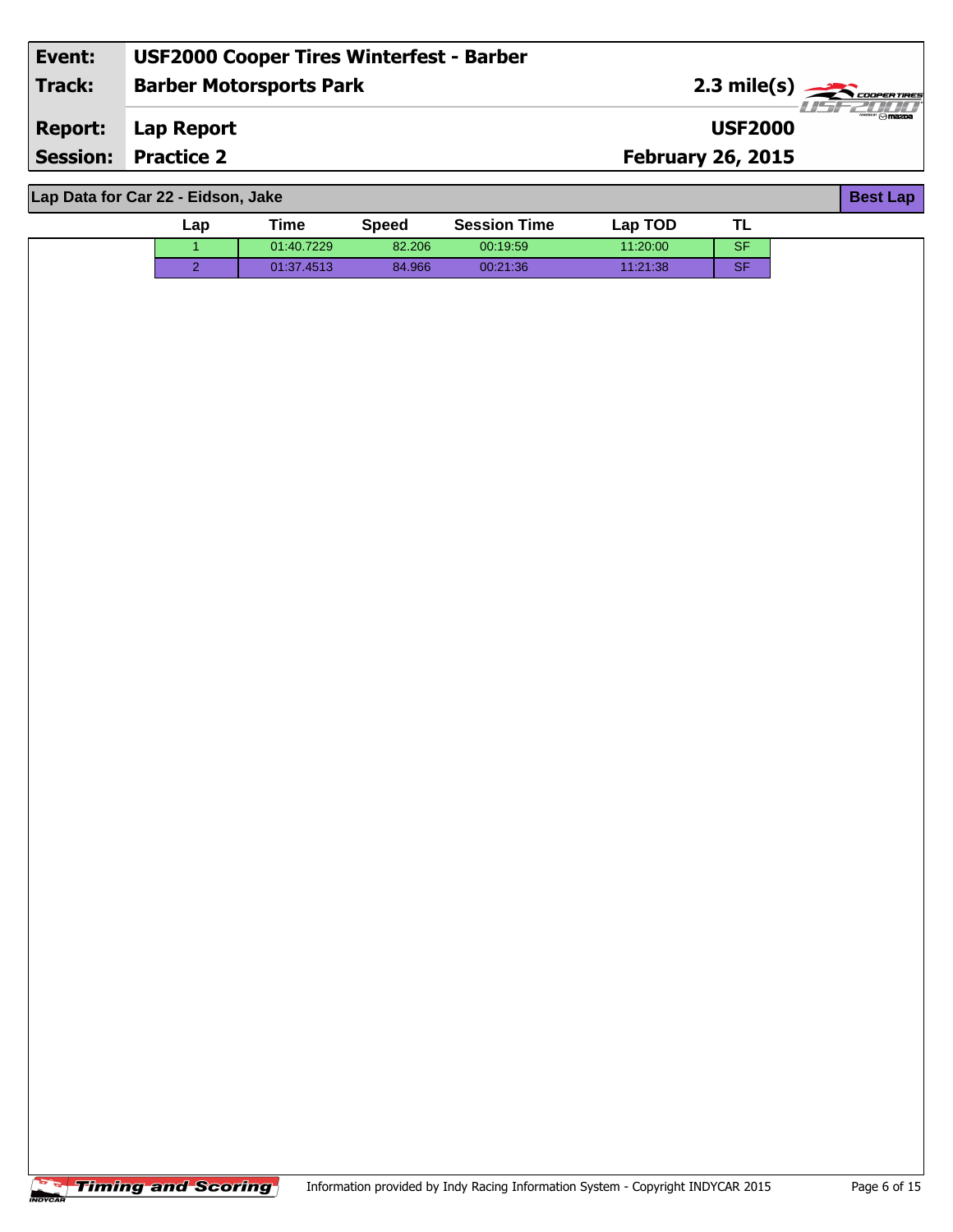| Event: | USF2000 Cooper Tires Winterfest - Barber | |
|---|---|---|
| Track: | Barber Motorsports Park | 2.3 mile(s) |
| Report: | Lap Report | USF2000 |
| Session: | Practice 2 | February 26, 2015 |

## Lap Data for Car 22 - Eidson, Jake

**Best Lap**

| Lap | Time | Speed | Session Time | Lap TOD | TL |
|---|---|---|---|---|---|
| 1 | 01:40.7229 | 82.206 | 00:19:59 | 11:20:00 | SF |
| 2 | 01:37.4513 | 84.966 | 00:21:36 | 11:21:38 | SF |

Timing and Scoring

Information provided by Indy Racing Information System - Copyright INDYCAR 2015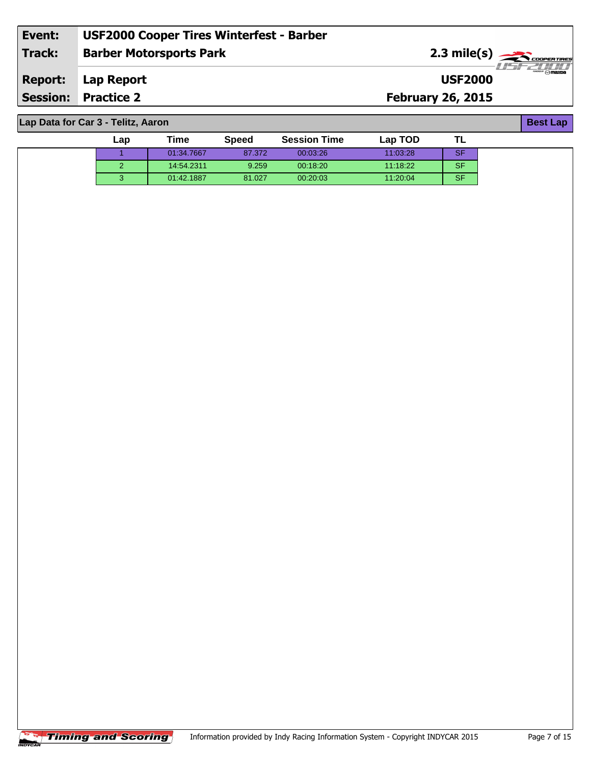| Event: | USF2000 Cooper Tires Winterfest - Barber | |
|---|---|---|
| Track: | Barber Motorsports Park | 2.3 mile(s) |
| Report: | Lap Report | USF2000 |
| Session: | Practice 2 | February 26, 2015 |

**Lap Data for Car 3 - Telitz, Aaron** — Best Lap

| Lap | Time | Speed | Session Time | Lap TOD | TL |
|---|---|---|---|---|---|
| 1 | 01:34.7667 | 87.372 | 00:03:26 | 11:03:28 | SF |
| 2 | 14:54.2311 | 9.259 | 00:18:20 | 11:18:22 | SF |
| 3 | 01:42.1887 | 81.027 | 00:20:03 | 11:20:04 | SF |

Timing and Scoring — Information provided by Indy Racing Information System - Copyright INDYCAR 2015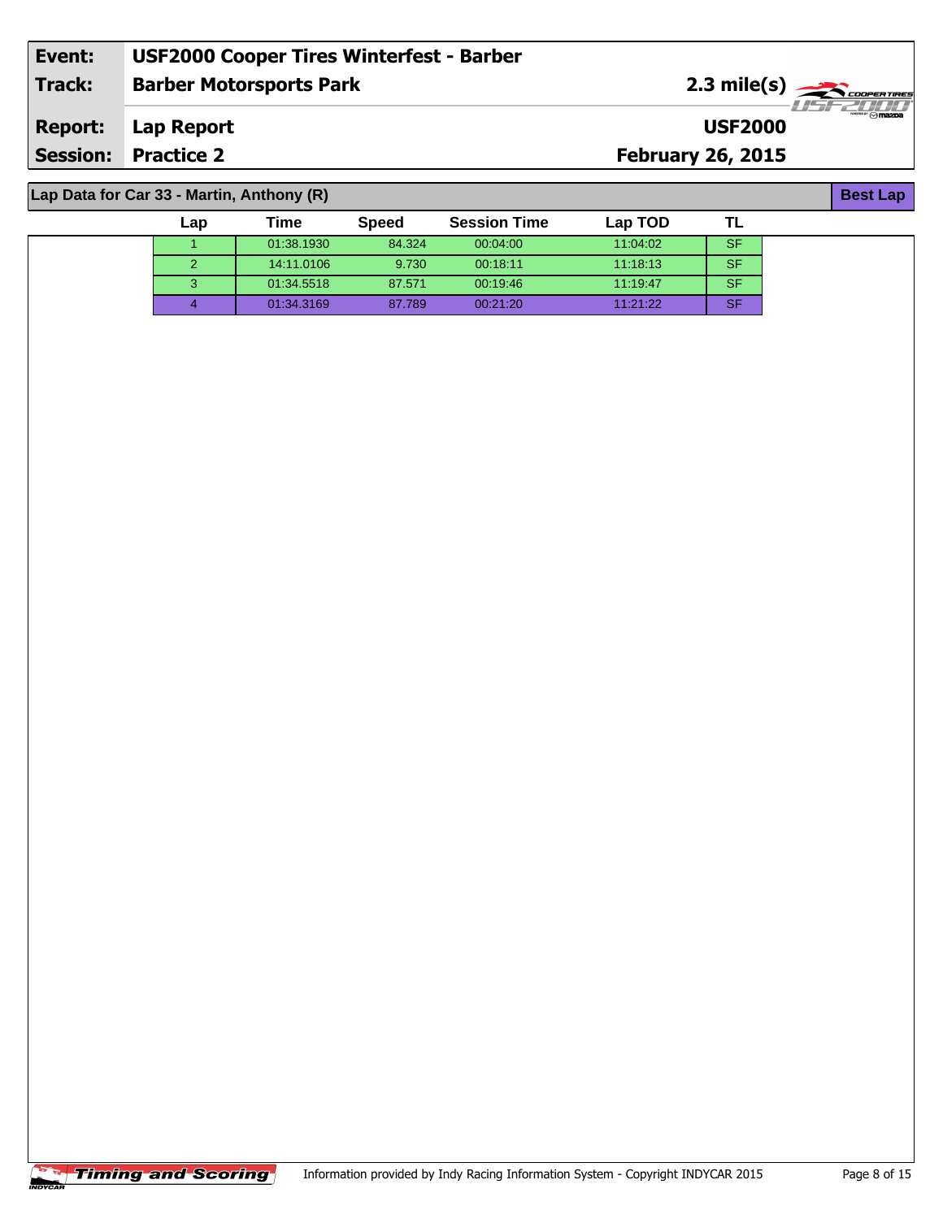| Event: | USF2000 Cooper Tires Winterfest - Barber | |
|---|---|---|
| Track: | Barber Motorsports Park | 2.3 mile(s) |
| Report: | Lap Report | USF2000 |
| Session: | Practice 2 | February 26, 2015 |

## Lap Data for Car 33 - Martin, Anthony (R)

Best Lap

| Lap | Time | Speed | Session Time | Lap TOD | TL |
|---|---|---|---|---|---|
| 1 | 01:38.1930 | 84.324 | 00:04:00 | 11:04:02 | SF |
| 2 | 14:11.0106 | 9.730 | 00:18:11 | 11:18:13 | SF |
| 3 | 01:34.5518 | 87.571 | 00:19:46 | 11:19:47 | SF |
| 4 | 01:34.3169 | 87.789 | 00:21:20 | 11:21:22 | SF |

Timing and Scoring

Information provided by Indy Racing Information System - Copyright INDYCAR 2015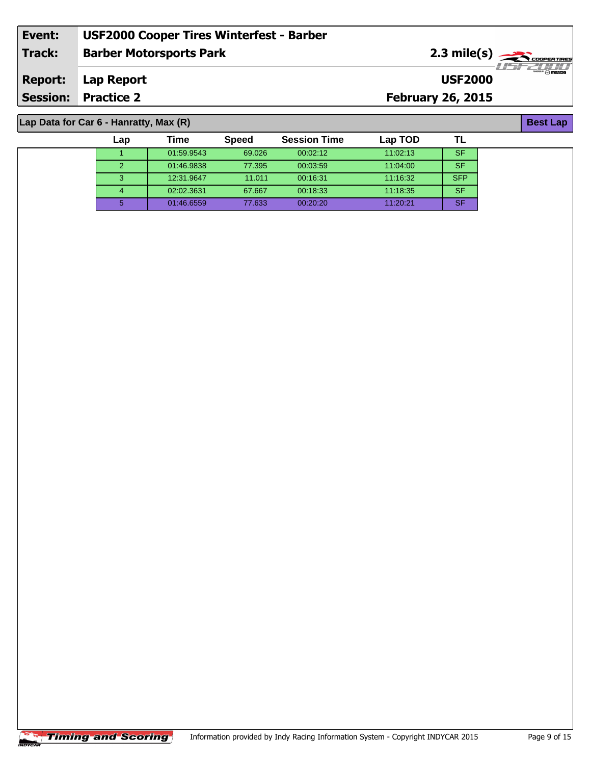| Event: | USF2000 Cooper Tires Winterfest - Barber | |
|---|---|---|
| Track: | Barber Motorsports Park | 2.3 mile(s) |
| Report: | Lap Report | USF2000 |
| Session: | Practice 2 | February 26, 2015 |

## Lap Data for Car 6 - Hanratty, Max (R)

**Best Lap**

| Lap | Time | Speed | Session Time | Lap TOD | TL |
|---|---|---|---|---|---|
| 1 | 01:59.9543 | 69.026 | 00:02:12 | 11:02:13 | SF |
| 2 | 01:46.9838 | 77.395 | 00:03:59 | 11:04:00 | SF |
| 3 | 12:31.9647 | 11.011 | 00:16:31 | 11:16:32 | SFP |
| 4 | 02:02.3631 | 67.667 | 00:18:33 | 11:18:35 | SF |
| 5 | 01:46.6559 | 77.633 | 00:20:20 | 11:20:21 | SF |

Timing and Scoring

Information provided by Indy Racing Information System - Copyright INDYCAR 2015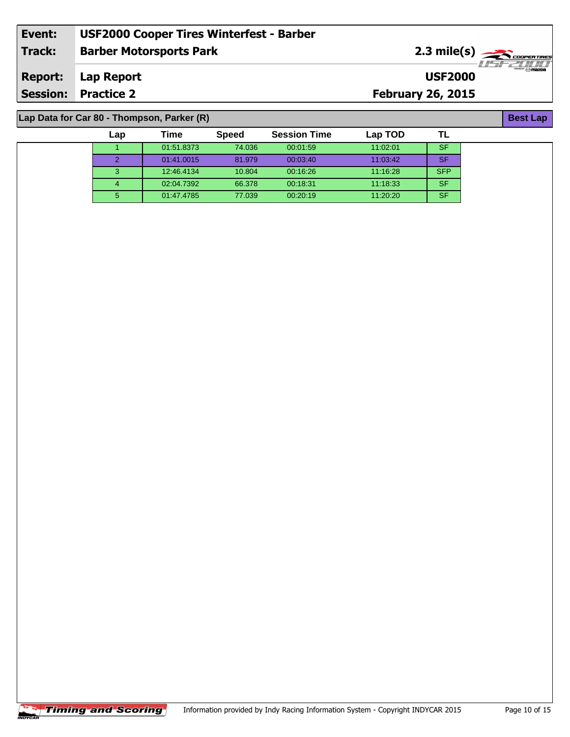| Event: | USF2000 Cooper Tires Winterfest - Barber | |
|---|---|---|
| Track: | Barber Motorsports Park | 2.3 mile(s) |
| Report: | Lap Report | USF2000 |
| Session: | Practice 2 | February 26, 2015 |

## Lap Data for Car 80 - Thompson, Parker (R)

Best Lap

| Lap | Time | Speed | Session Time | Lap TOD | TL |
|---|---|---|---|---|---|
| 1 | 01:51.8373 | 74.036 | 00:01:59 | 11:02:01 | SF |
| 2 | 01:41.0015 | 81.979 | 00:03:40 | 11:03:42 | SF |
| 3 | 12:46.4134 | 10.804 | 00:16:26 | 11:16:28 | SFP |
| 4 | 02:04.7392 | 66.378 | 00:18:31 | 11:18:33 | SF |
| 5 | 01:47.4785 | 77.039 | 00:20:19 | 11:20:20 | SF |

Timing and Scoring

Information provided by Indy Racing Information System - Copyright INDYCAR 2015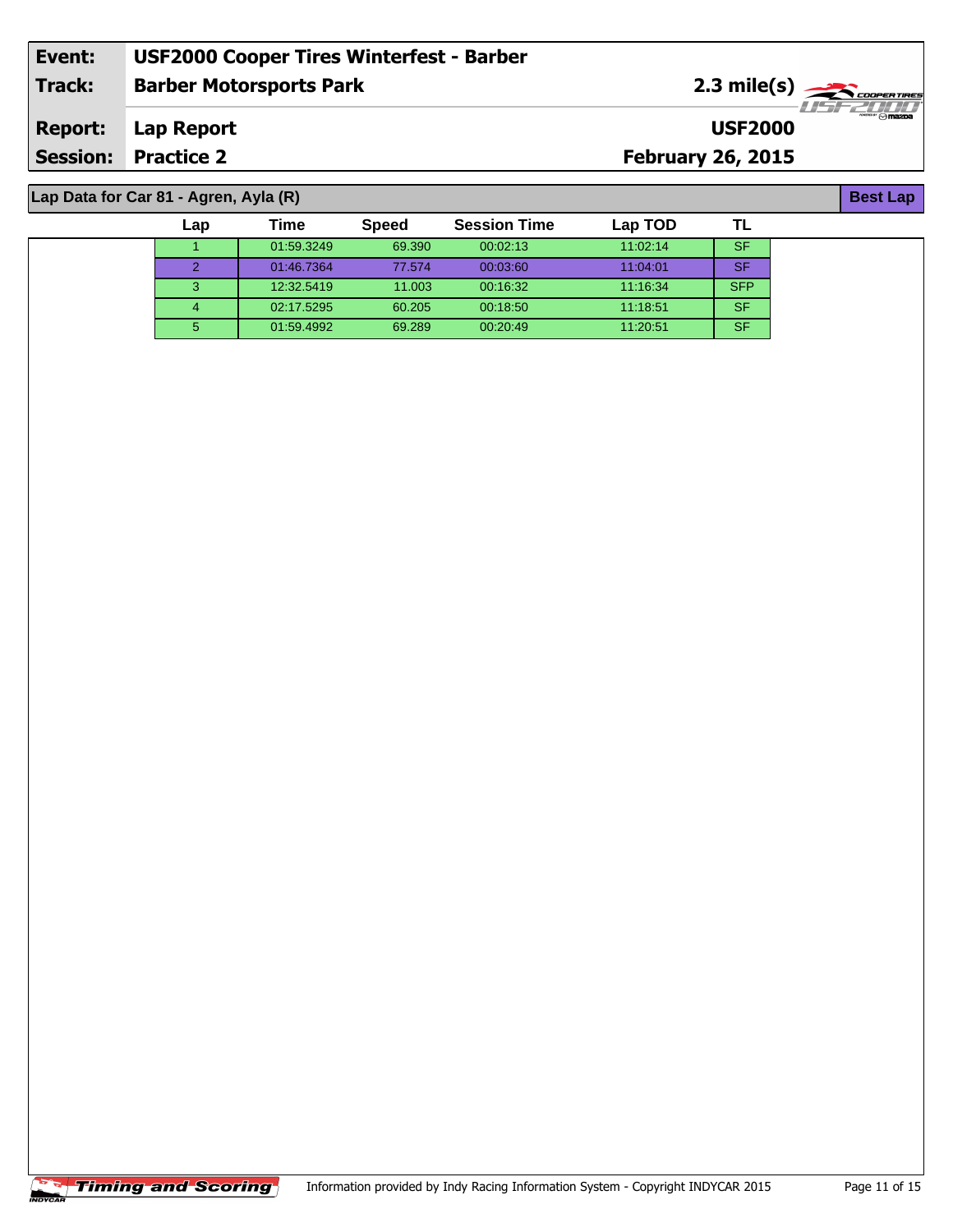| Event: | USF2000 Cooper Tires Winterfest - Barber | |
|---|---|---|
| Track: | Barber Motorsports Park | 2.3 mile(s) |
| Report: | Lap Report | USF2000 |
| Session: | Practice 2 | February 26, 2015 |

**Lap Data for Car 81 - Agren, Ayla (R)** — **Best Lap**

| Lap | Time | Speed | Session Time | Lap TOD | TL |
|---|---|---|---|---|---|
| 1 | 01:59.3249 | 69.390 | 00:02:13 | 11:02:14 | SF |
| 2 | 01:46.7364 | 77.574 | 00:03:60 | 11:04:01 | SF |
| 3 | 12:32.5419 | 11.003 | 00:16:32 | 11:16:34 | SFP |
| 4 | 02:17.5295 | 60.205 | 00:18:50 | 11:18:51 | SF |
| 5 | 01:59.4992 | 69.289 | 00:20:49 | 11:20:51 | SF |

Timing and Scoring

Information provided by Indy Racing Information System - Copyright INDYCAR 2015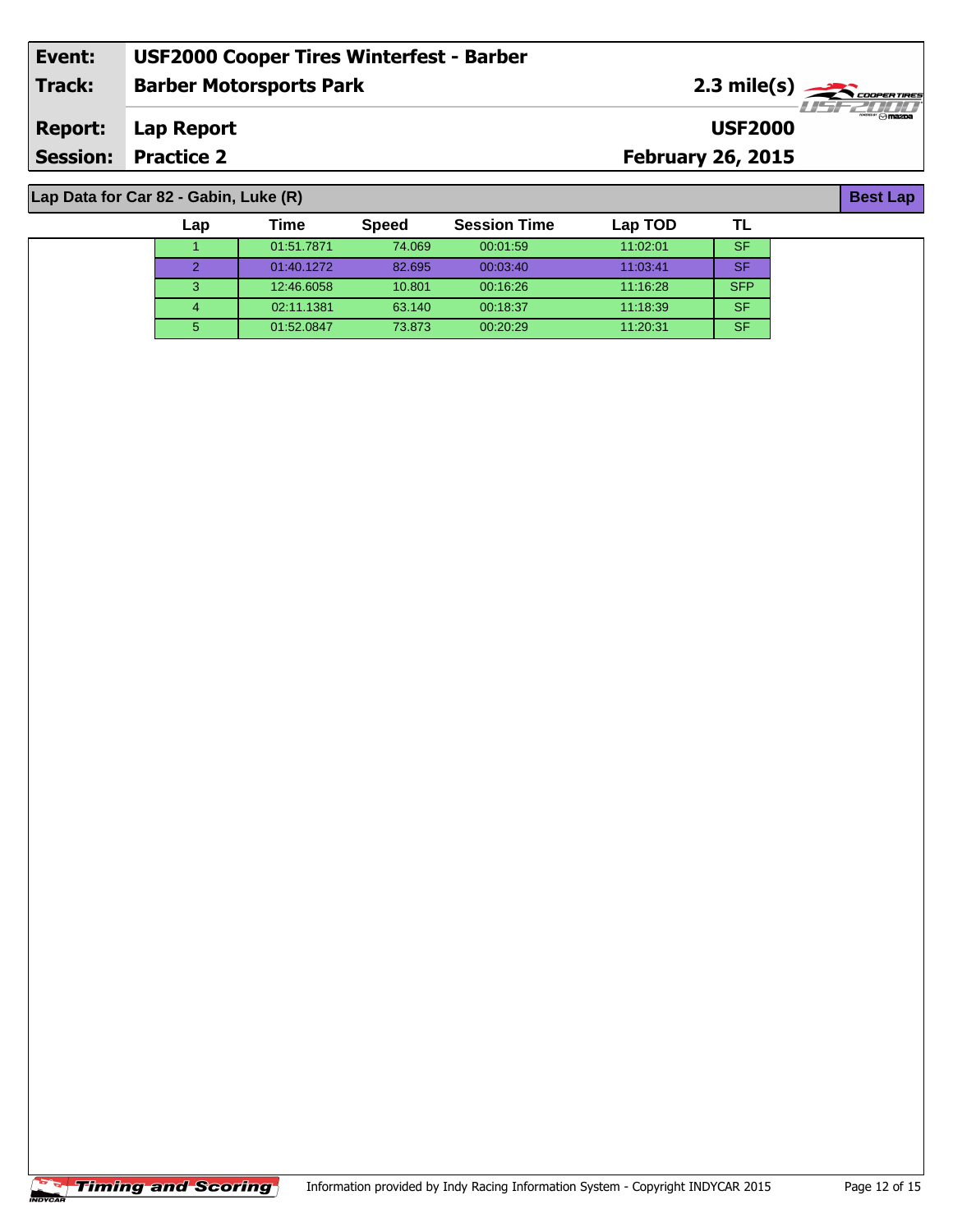| | | | |
|---|---|---|---|
| **Event:** | **USF2000 Cooper Tires Winterfest - Barber** | | |
| **Track:** | **Barber Motorsports Park** | **2.3 mile(s)** | |
| **Report:** | **Lap Report** | **USF2000** | |
| **Session:** | **Practice 2** | **February 26, 2015** | |

## Lap Data for Car 82 - Gabin, Luke (R)

**Best Lap**

| Lap | Time | Speed | Session Time | Lap TOD | TL |
|---|---|---|---|---|---|
| 1 | 01:51.7871 | 74.069 | 00:01:59 | 11:02:01 | SF |
| 2 | 01:40.1272 | 82.695 | 00:03:40 | 11:03:41 | SF |
| 3 | 12:46.6058 | 10.801 | 00:16:26 | 11:16:28 | SFP |
| 4 | 02:11.1381 | 63.140 | 00:18:37 | 11:18:39 | SF |
| 5 | 01:52.0847 | 73.873 | 00:20:29 | 11:20:31 | SF |

Timing and Scoring

Information provided by Indy Racing Information System - Copyright INDYCAR 2015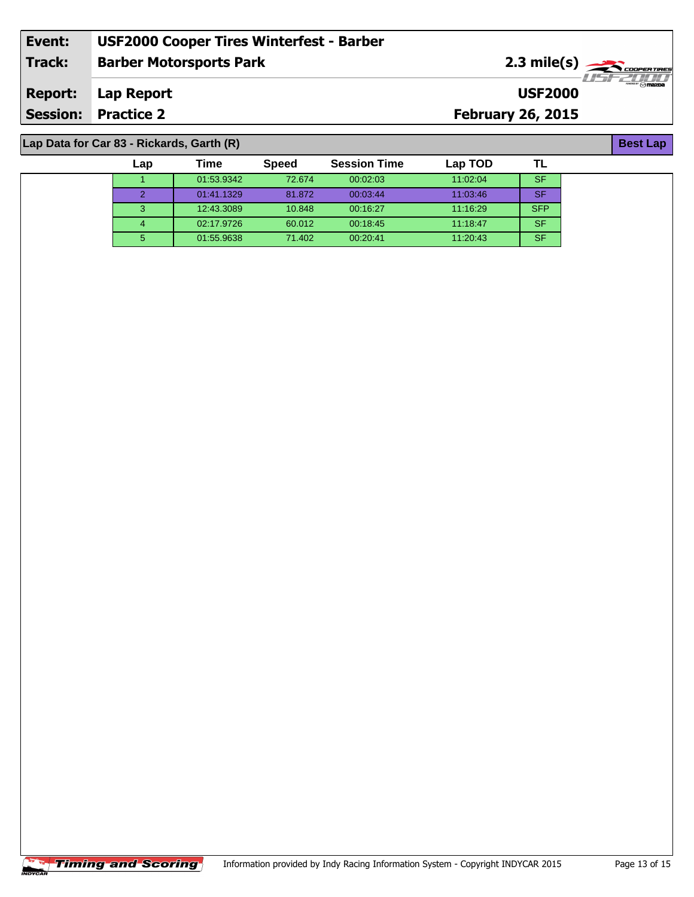| Event: | USF2000 Cooper Tires Winterfest - Barber | |
|---|---|---|
| Track: | Barber Motorsports Park | 2.3 mile(s) |
| Report: | Lap Report | USF2000 |
| Session: | Practice 2 | February 26, 2015 |

## Lap Data for Car 83 - Rickards, Garth (R)

Best Lap

| Lap | Time | Speed | Session Time | Lap TOD | TL |
|---|---|---|---|---|---|
| 1 | 01:53.9342 | 72.674 | 00:02:03 | 11:02:04 | SF |
| 2 | 01:41.1329 | 81.872 | 00:03:44 | 11:03:46 | SF |
| 3 | 12:43.3089 | 10.848 | 00:16:27 | 11:16:29 | SFP |
| 4 | 02:17.9726 | 60.012 | 00:18:45 | 11:18:47 | SF |
| 5 | 01:55.9638 | 71.402 | 00:20:41 | 11:20:43 | SF |

Timing and Scoring

Information provided by Indy Racing Information System - Copyright INDYCAR 2015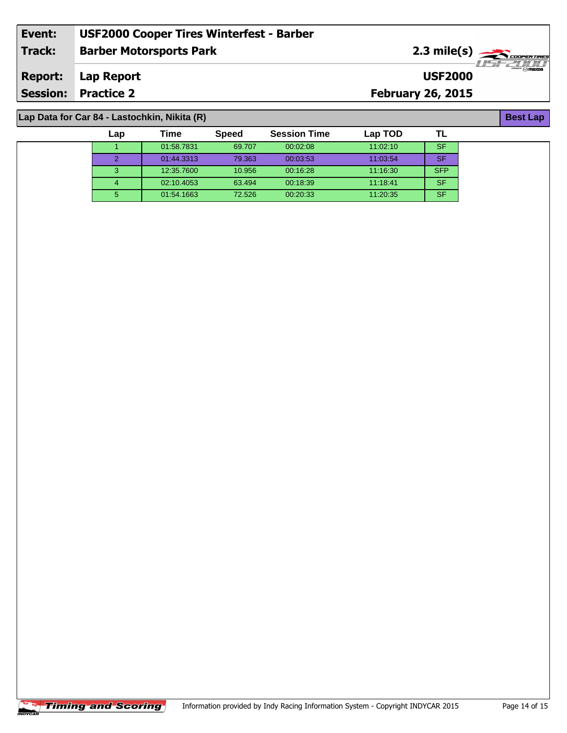**Event:** USF2000 Cooper Tires Winterfest - Barber
**Track:** Barber Motorsports Park — 2.3 mile(s)
**Report:** Lap Report — USF2000
**Session:** Practice 2 — February 26, 2015

## Lap Data for Car 84 - Lastochkin, Nikita (R)

Best Lap

| Lap | Time | Speed | Session Time | Lap TOD | TL |
|---|---|---|---|---|---|
| 1 | 01:58.7831 | 69.707 | 00:02:08 | 11:02:10 | SF |
| 2 | 01:44.3313 | 79.363 | 00:03:53 | 11:03:54 | SF |
| 3 | 12:35.7600 | 10.956 | 00:16:28 | 11:16:30 | SFP |
| 4 | 02:10.4053 | 63.494 | 00:18:39 | 11:18:41 | SF |
| 5 | 01:54.1663 | 72.526 | 00:20:33 | 11:20:35 | SF |

Timing and Scoring — Information provided by Indy Racing Information System - Copyright INDYCAR 2015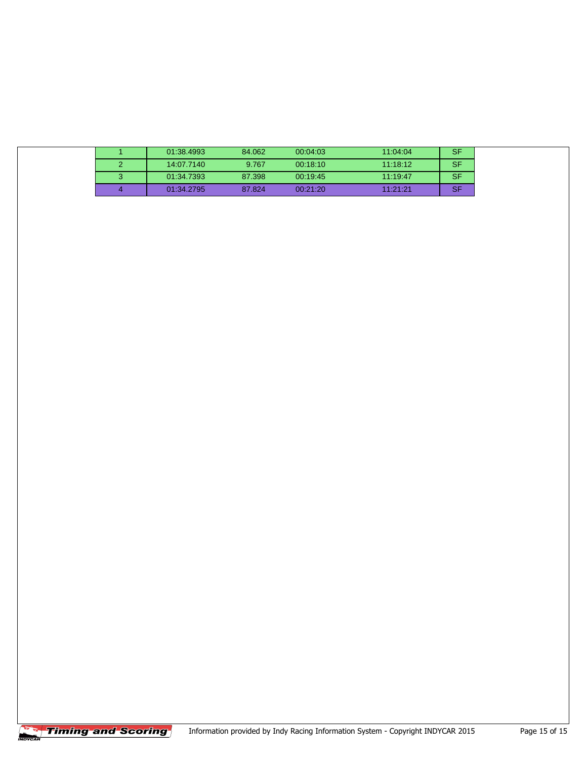| | | | | | |
|---|---|---|---|---|---|
| 1 | 01:38.4993 | 84.062 | 00:04:03 | 11:04:04 | SF |
| 2 | 14:07.7140 | 9.767 | 00:18:10 | 11:18:12 | SF |
| 3 | 01:34.7393 | 87.398 | 00:19:45 | 11:19:47 | SF |
| 4 | 01:34.2795 | 87.824 | 00:21:20 | 11:21:21 | SF |

Information provided by Indy Racing Information System - Copyright INDYCAR 2015